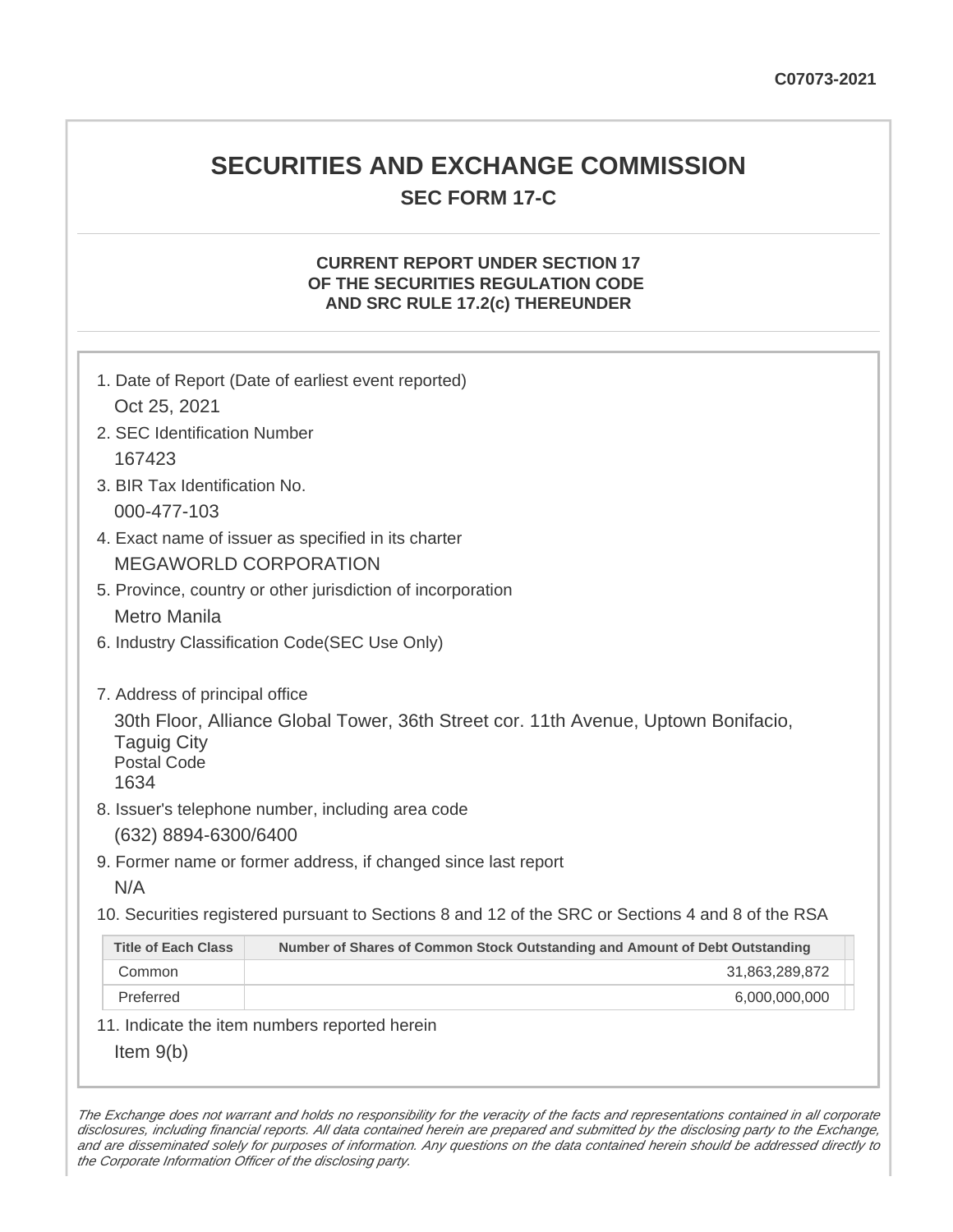C07073-2021

# SECURITIES AND EXCHANGE COMMISSION

## SEC FORM 17-C

### CURRENT REPORT UNDER SECTION 17 OF THE SECURITIES REGULATION CODE AND SRC RULE 17.2(c) THEREUNDER

1. Date of Report (Date of earliest event reported)

   Oct 25, 2021

2. SEC Identification Number

   167423

3. BIR Tax Identification No.

   000-477-103

4. Exact name of issuer as specified in its charter

   MEGAWORLD CORPORATION

5. Province, country or other jurisdiction of incorporation

   Metro Manila

6. Industry Classification Code(SEC Use Only)

7. Address of principal office

   30th Floor, Alliance Global Tower, 36th Street cor. 11th Avenue, Uptown Bonifacio, Taguig City

   Postal Code

   1634

8. Issuer's telephone number, including area code

   (632) 8894-6300/6400

9. Former name or former address, if changed since last report

   N/A

10. Securities registered pursuant to Sections 8 and 12 of the SRC or Sections 4 and 8 of the RSA

| Title of Each Class | Number of Shares of Common Stock Outstanding and Amount of Debt Outstanding |
|---|---|
| Common | 31,863,289,872 |
| Preferred | 6,000,000,000 |

11. Indicate the item numbers reported herein

   Item 9(b)

*The Exchange does not warrant and holds no responsibility for the veracity of the facts and representations contained in all corporate disclosures, including financial reports. All data contained herein are prepared and submitted by the disclosing party to the Exchange, and are disseminated solely for purposes of information. Any questions on the data contained herein should be addressed directly to the Corporate Information Officer of the disclosing party.*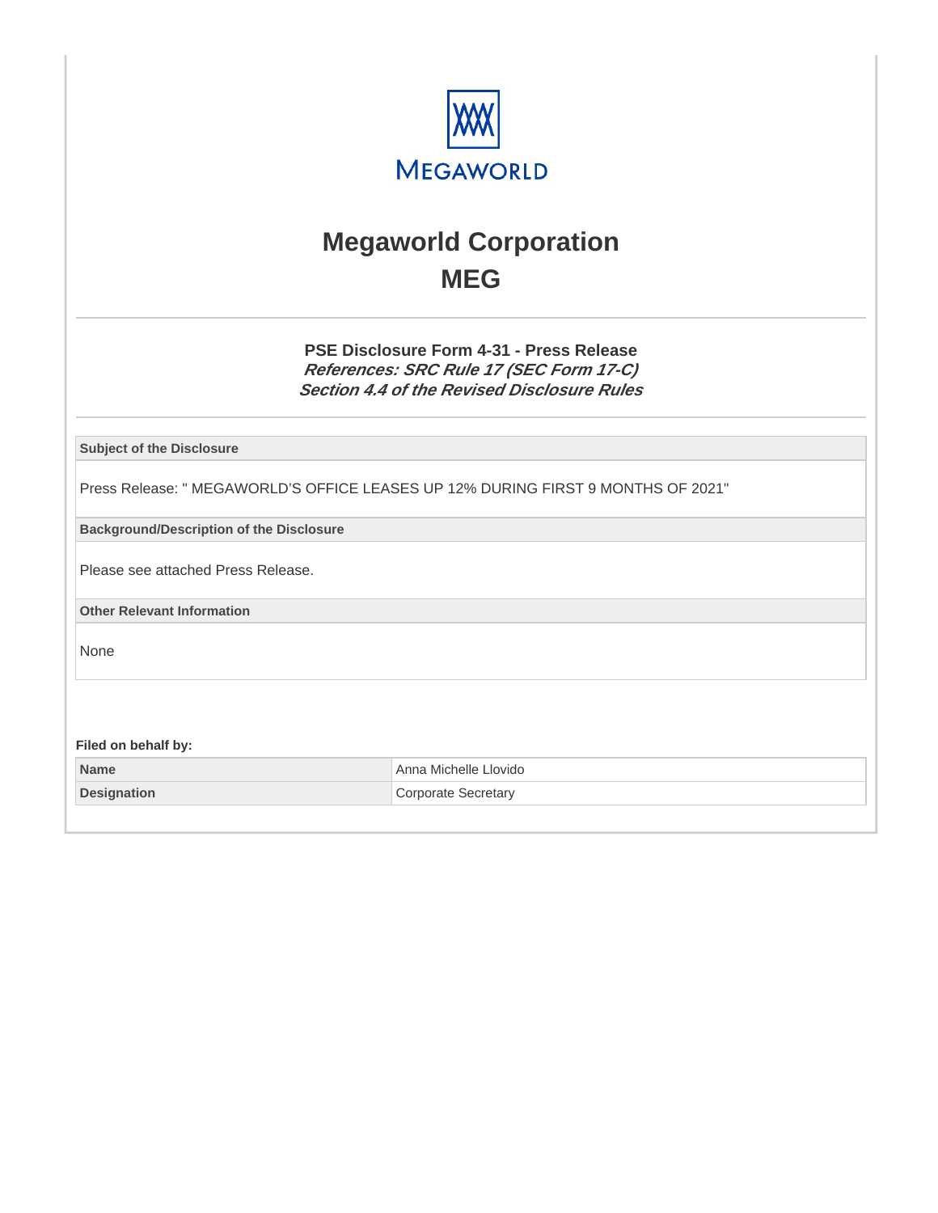# Megaworld Corporation

## MEG

### PSE Disclosure Form 4-31 - Press Release

***References: SRC Rule 17 (SEC Form 17-C)***
***Section 4.4 of the Revised Disclosure Rules***

**Subject of the Disclosure**

Press Release: " MEGAWORLD'S OFFICE LEASES UP 12% DURING FIRST 9 MONTHS OF 2021"

**Background/Description of the Disclosure**

Please see attached Press Release.

**Other Relevant Information**

None

**Filed on behalf by:**

| | |
|---|---|
| **Name** | Anna Michelle Llovido |
| **Designation** | Corporate Secretary |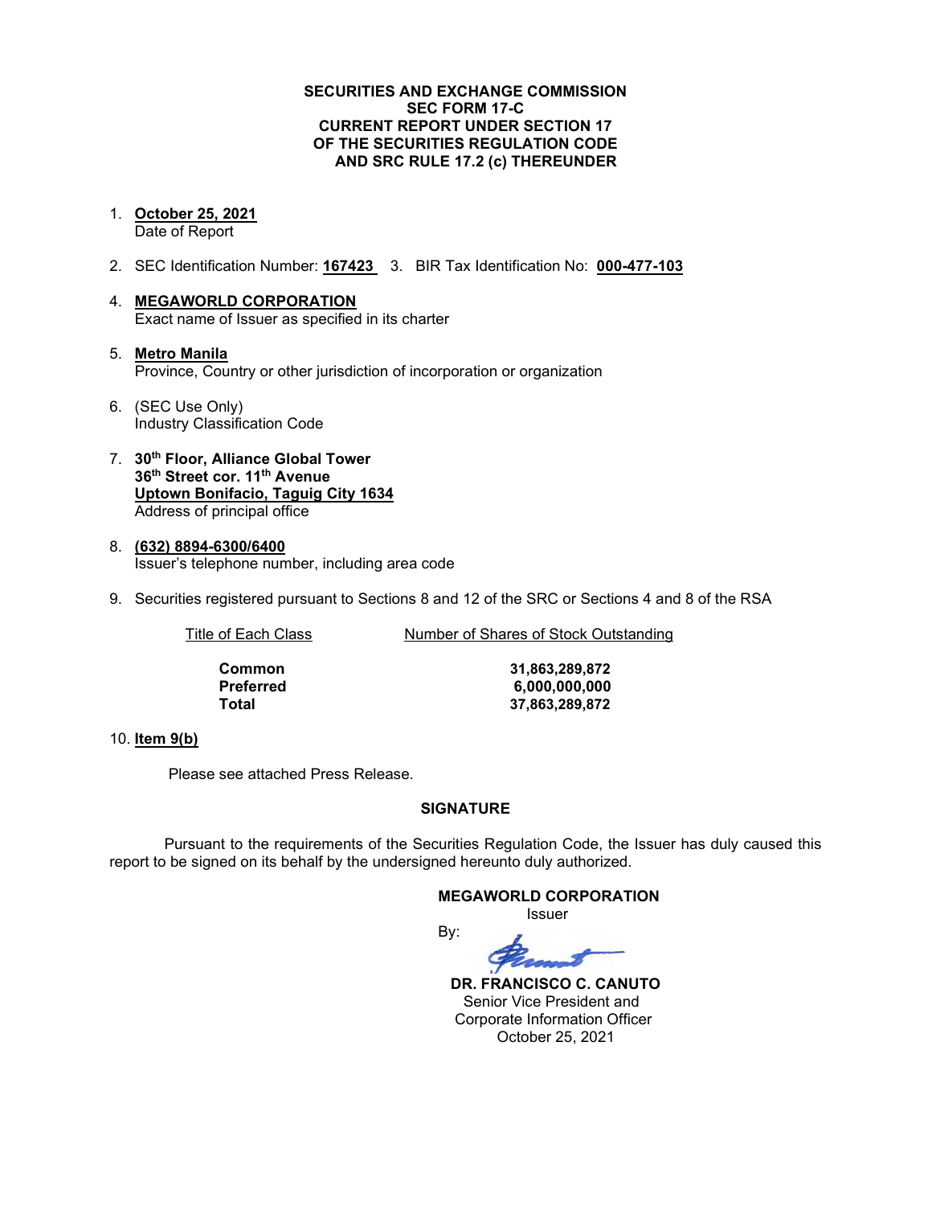**SECURITIES AND EXCHANGE COMMISSION**
**SEC FORM 17-C**
**CURRENT REPORT UNDER SECTION 17**
**OF THE SECURITIES REGULATION CODE**
**AND SRC RULE 17.2 (c) THEREUNDER**

1. **October 25, 2021**
   Date of Report

2. SEC Identification Number: **167423** 3. BIR Tax Identification No: **000-477-103**

4. **MEGAWORLD CORPORATION**
   Exact name of Issuer as specified in its charter

5. **Metro Manila**
   Province, Country or other jurisdiction of incorporation or organization

6. (SEC Use Only)
   Industry Classification Code

7. **30th Floor, Alliance Global Tower**
   **36th Street cor. 11th Avenue**
   **Uptown Bonifacio, Taguig City 1634**
   Address of principal office

8. **(632) 8894-6300/6400**
   Issuer's telephone number, including area code

9. Securities registered pursuant to Sections 8 and 12 of the SRC or Sections 4 and 8 of the RSA

| Title of Each Class | Number of Shares of Stock Outstanding |
| --- | --- |
| **Common** | **31,863,289,872** |
| **Preferred** | **6,000,000,000** |
| **Total** | **37,863,289,872** |

10. **Item 9(b)**

Please see attached Press Release.

**SIGNATURE**

Pursuant to the requirements of the Securities Regulation Code, the Issuer has duly caused this report to be signed on its behalf by the undersigned hereunto duly authorized.

**MEGAWORLD CORPORATION**
Issuer

By:

**DR. FRANCISCO C. CANUTO**
Senior Vice President and
Corporate Information Officer
October 25, 2021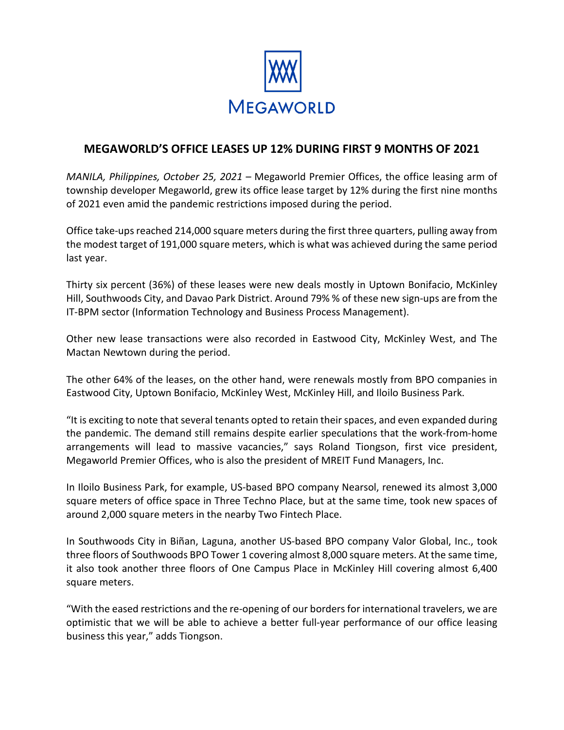MEGAWORLD

# MEGAWORLD'S OFFICE LEASES UP 12% DURING FIRST 9 MONTHS OF 2021

*MANILA, Philippines, October 25, 2021* – Megaworld Premier Offices, the office leasing arm of township developer Megaworld, grew its office lease target by 12% during the first nine months of 2021 even amid the pandemic restrictions imposed during the period.

Office take-ups reached 214,000 square meters during the first three quarters, pulling away from the modest target of 191,000 square meters, which is what was achieved during the same period last year.

Thirty six percent (36%) of these leases were new deals mostly in Uptown Bonifacio, McKinley Hill, Southwoods City, and Davao Park District. Around 79% % of these new sign-ups are from the IT-BPM sector (Information Technology and Business Process Management).

Other new lease transactions were also recorded in Eastwood City, McKinley West, and The Mactan Newtown during the period.

The other 64% of the leases, on the other hand, were renewals mostly from BPO companies in Eastwood City, Uptown Bonifacio, McKinley West, McKinley Hill, and Iloilo Business Park.

"It is exciting to note that several tenants opted to retain their spaces, and even expanded during the pandemic. The demand still remains despite earlier speculations that the work-from-home arrangements will lead to massive vacancies," says Roland Tiongson, first vice president, Megaworld Premier Offices, who is also the president of MREIT Fund Managers, Inc.

In Iloilo Business Park, for example, US-based BPO company Nearsol, renewed its almost 3,000 square meters of office space in Three Techno Place, but at the same time, took new spaces of around 2,000 square meters in the nearby Two Fintech Place.

In Southwoods City in Biñan, Laguna, another US-based BPO company Valor Global, Inc., took three floors of Southwoods BPO Tower 1 covering almost 8,000 square meters. At the same time, it also took another three floors of One Campus Place in McKinley Hill covering almost 6,400 square meters.

"With the eased restrictions and the re-opening of our borders for international travelers, we are optimistic that we will be able to achieve a better full-year performance of our office leasing business this year," adds Tiongson.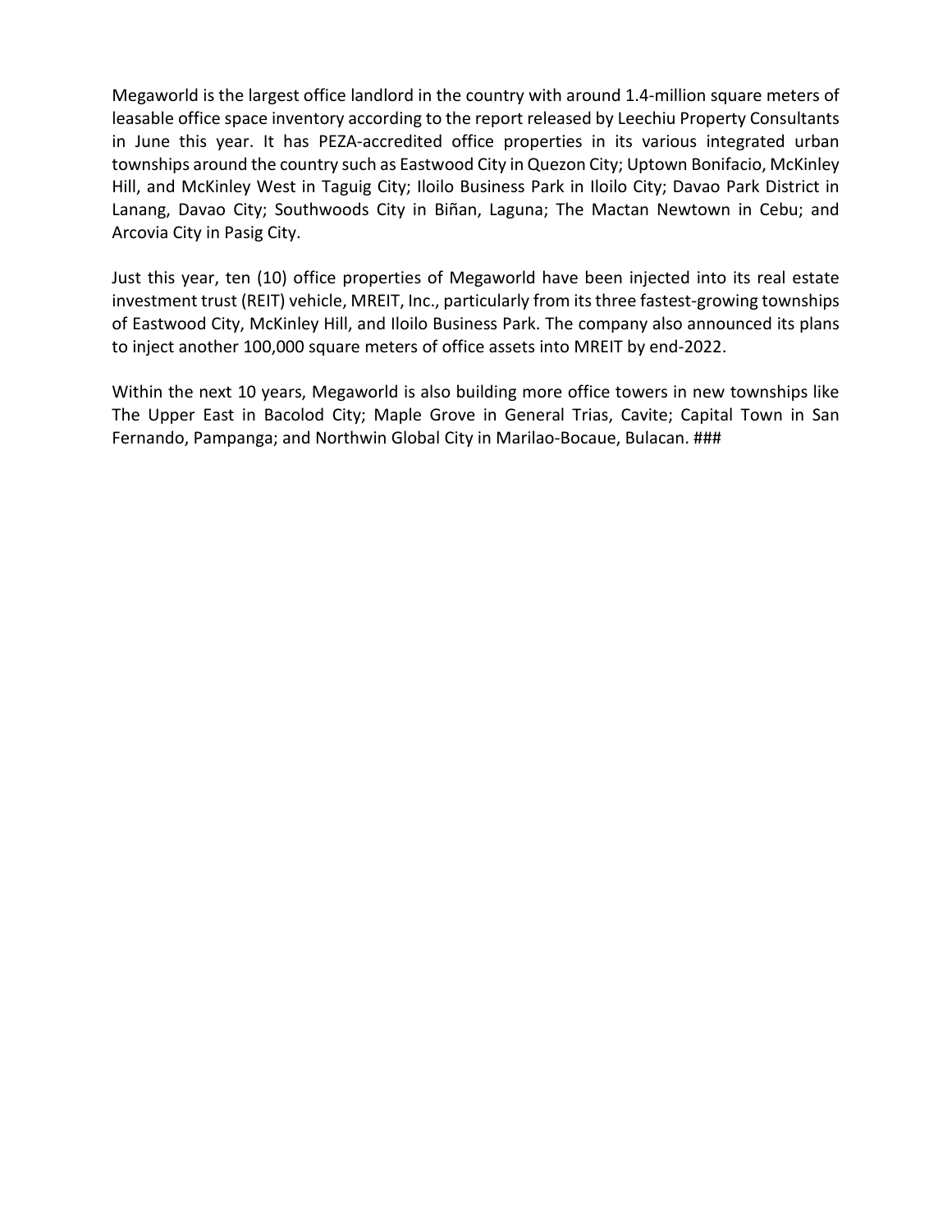Megaworld is the largest office landlord in the country with around 1.4-million square meters of leasable office space inventory according to the report released by Leechiu Property Consultants in June this year. It has PEZA-accredited office properties in its various integrated urban townships around the country such as Eastwood City in Quezon City; Uptown Bonifacio, McKinley Hill, and McKinley West in Taguig City; Iloilo Business Park in Iloilo City; Davao Park District in Lanang, Davao City; Southwoods City in Biñan, Laguna; The Mactan Newtown in Cebu; and Arcovia City in Pasig City.

Just this year, ten (10) office properties of Megaworld have been injected into its real estate investment trust (REIT) vehicle, MREIT, Inc., particularly from its three fastest-growing townships of Eastwood City, McKinley Hill, and Iloilo Business Park. The company also announced its plans to inject another 100,000 square meters of office assets into MREIT by end-2022.

Within the next 10 years, Megaworld is also building more office towers in new townships like The Upper East in Bacolod City; Maple Grove in General Trias, Cavite; Capital Town in San Fernando, Pampanga; and Northwin Global City in Marilao-Bocaue, Bulacan. ###